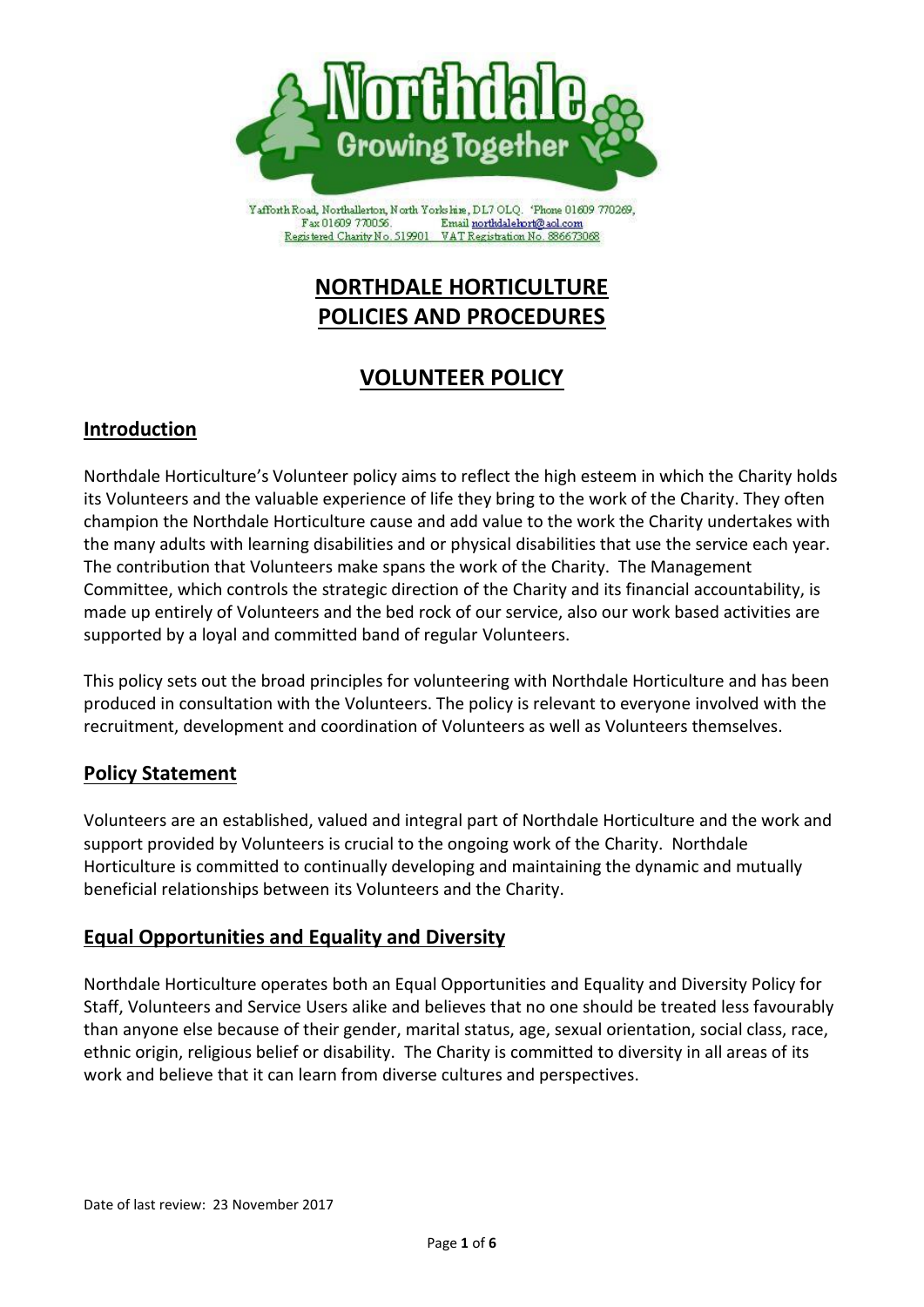Yafforth Road, Northallerton, North Yorkshire, DL7 0LQ. 'Phone 01609 770269, Fax 01609 770056. Email northdalehort@aol.com
Registered Charity No. 519901 VAT Registration No. 886673068

# NORTHDALE HORTICULTURE POLICIES AND PROCEDURES

# VOLUNTEER POLICY

## Introduction

Northdale Horticulture's Volunteer policy aims to reflect the high esteem in which the Charity holds its Volunteers and the valuable experience of life they bring to the work of the Charity. They often champion the Northdale Horticulture cause and add value to the work the Charity undertakes with the many adults with learning disabilities and or physical disabilities that use the service each year. The contribution that Volunteers make spans the work of the Charity. The Management Committee, which controls the strategic direction of the Charity and its financial accountability, is made up entirely of Volunteers and the bed rock of our service, also our work based activities are supported by a loyal and committed band of regular Volunteers.

This policy sets out the broad principles for volunteering with Northdale Horticulture and has been produced in consultation with the Volunteers. The policy is relevant to everyone involved with the recruitment, development and coordination of Volunteers as well as Volunteers themselves.

## Policy Statement

Volunteers are an established, valued and integral part of Northdale Horticulture and the work and support provided by Volunteers is crucial to the ongoing work of the Charity. Northdale Horticulture is committed to continually developing and maintaining the dynamic and mutually beneficial relationships between its Volunteers and the Charity.

## Equal Opportunities and Equality and Diversity

Northdale Horticulture operates both an Equal Opportunities and Equality and Diversity Policy for Staff, Volunteers and Service Users alike and believes that no one should be treated less favourably than anyone else because of their gender, marital status, age, sexual orientation, social class, race, ethnic origin, religious belief or disability. The Charity is committed to diversity in all areas of its work and believe that it can learn from diverse cultures and perspectives.

Date of last review: 23 November 2017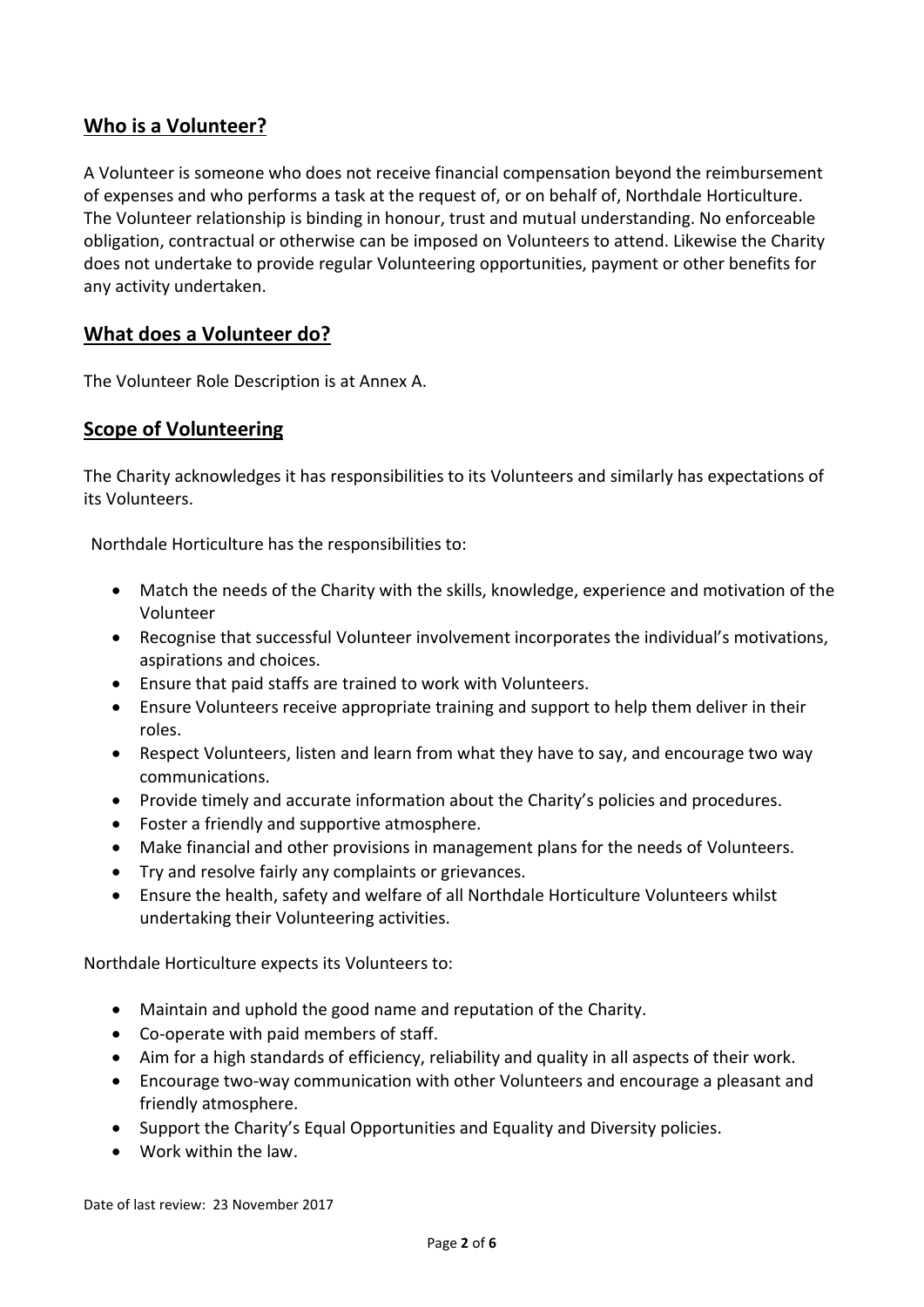## Who is a Volunteer?

A Volunteer is someone who does not receive financial compensation beyond the reimbursement of expenses and who performs a task at the request of, or on behalf of, Northdale Horticulture. The Volunteer relationship is binding in honour, trust and mutual understanding. No enforceable obligation, contractual or otherwise can be imposed on Volunteers to attend. Likewise the Charity does not undertake to provide regular Volunteering opportunities, payment or other benefits for any activity undertaken.

## What does a Volunteer do?

The Volunteer Role Description is at Annex A.

## Scope of Volunteering

The Charity acknowledges it has responsibilities to its Volunteers and similarly has expectations of its Volunteers.

Northdale Horticulture has the responsibilities to:

- Match the needs of the Charity with the skills, knowledge, experience and motivation of the Volunteer
- Recognise that successful Volunteer involvement incorporates the individual's motivations, aspirations and choices.
- Ensure that paid staffs are trained to work with Volunteers.
- Ensure Volunteers receive appropriate training and support to help them deliver in their roles.
- Respect Volunteers, listen and learn from what they have to say, and encourage two way communications.
- Provide timely and accurate information about the Charity's policies and procedures.
- Foster a friendly and supportive atmosphere.
- Make financial and other provisions in management plans for the needs of Volunteers.
- Try and resolve fairly any complaints or grievances.
- Ensure the health, safety and welfare of all Northdale Horticulture Volunteers whilst undertaking their Volunteering activities.

Northdale Horticulture expects its Volunteers to:

- Maintain and uphold the good name and reputation of the Charity.
- Co-operate with paid members of staff.
- Aim for a high standards of efficiency, reliability and quality in all aspects of their work.
- Encourage two-way communication with other Volunteers and encourage a pleasant and friendly atmosphere.
- Support the Charity's Equal Opportunities and Equality and Diversity policies.
- Work within the law.

Date of last review: 23 November 2017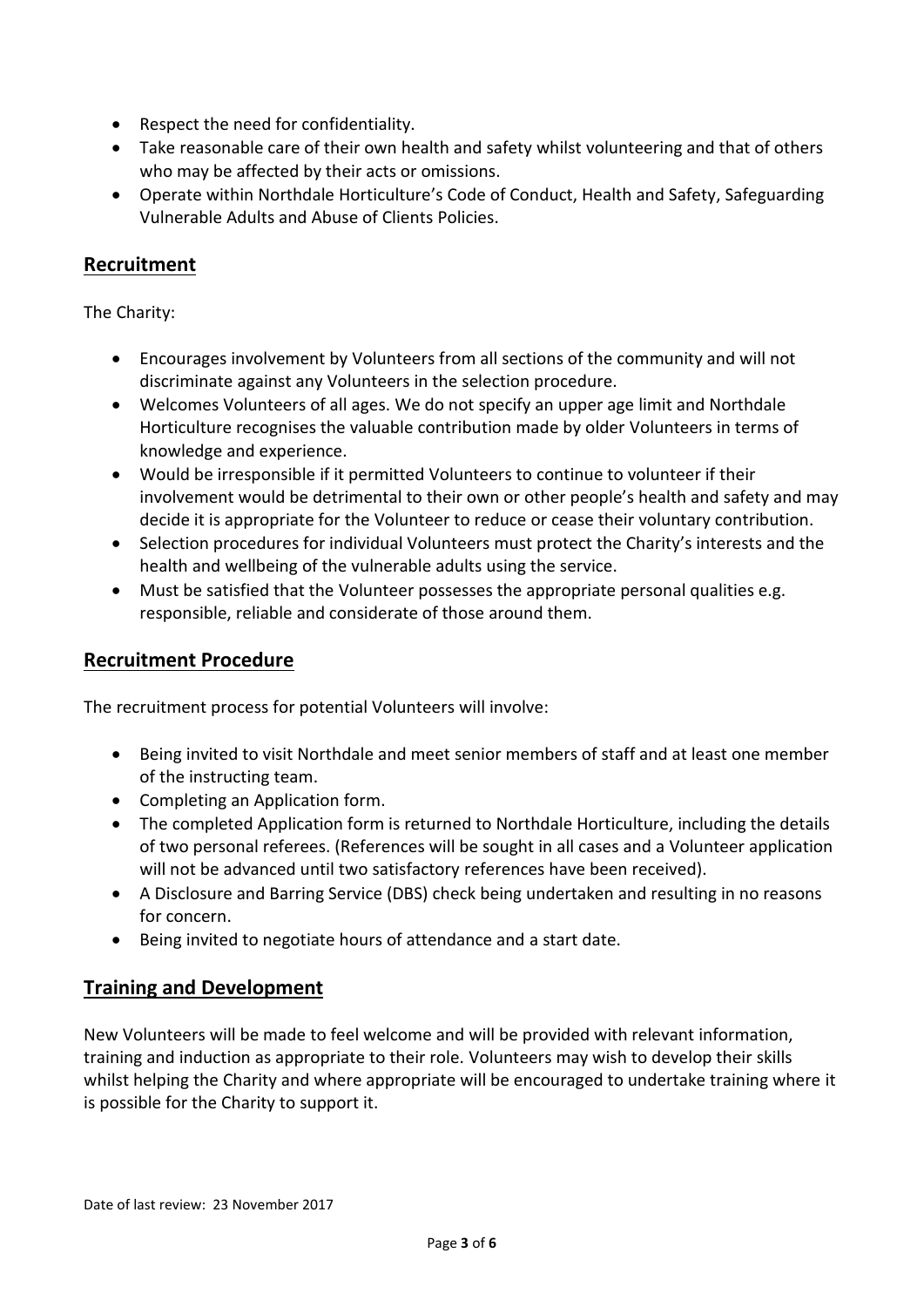- Respect the need for confidentiality.
- Take reasonable care of their own health and safety whilst volunteering and that of others who may be affected by their acts or omissions.
- Operate within Northdale Horticulture's Code of Conduct, Health and Safety, Safeguarding Vulnerable Adults and Abuse of Clients Policies.

## Recruitment

The Charity:

- Encourages involvement by Volunteers from all sections of the community and will not discriminate against any Volunteers in the selection procedure.
- Welcomes Volunteers of all ages. We do not specify an upper age limit and Northdale Horticulture recognises the valuable contribution made by older Volunteers in terms of knowledge and experience.
- Would be irresponsible if it permitted Volunteers to continue to volunteer if their involvement would be detrimental to their own or other people's health and safety and may decide it is appropriate for the Volunteer to reduce or cease their voluntary contribution.
- Selection procedures for individual Volunteers must protect the Charity's interests and the health and wellbeing of the vulnerable adults using the service.
- Must be satisfied that the Volunteer possesses the appropriate personal qualities e.g. responsible, reliable and considerate of those around them.

## Recruitment Procedure

The recruitment process for potential Volunteers will involve:

- Being invited to visit Northdale and meet senior members of staff and at least one member of the instructing team.
- Completing an Application form.
- The completed Application form is returned to Northdale Horticulture, including the details of two personal referees. (References will be sought in all cases and a Volunteer application will not be advanced until two satisfactory references have been received).
- A Disclosure and Barring Service (DBS) check being undertaken and resulting in no reasons for concern.
- Being invited to negotiate hours of attendance and a start date.

## Training and Development

New Volunteers will be made to feel welcome and will be provided with relevant information, training and induction as appropriate to their role. Volunteers may wish to develop their skills whilst helping the Charity and where appropriate will be encouraged to undertake training where it is possible for the Charity to support it.

Date of last review: 23 November 2017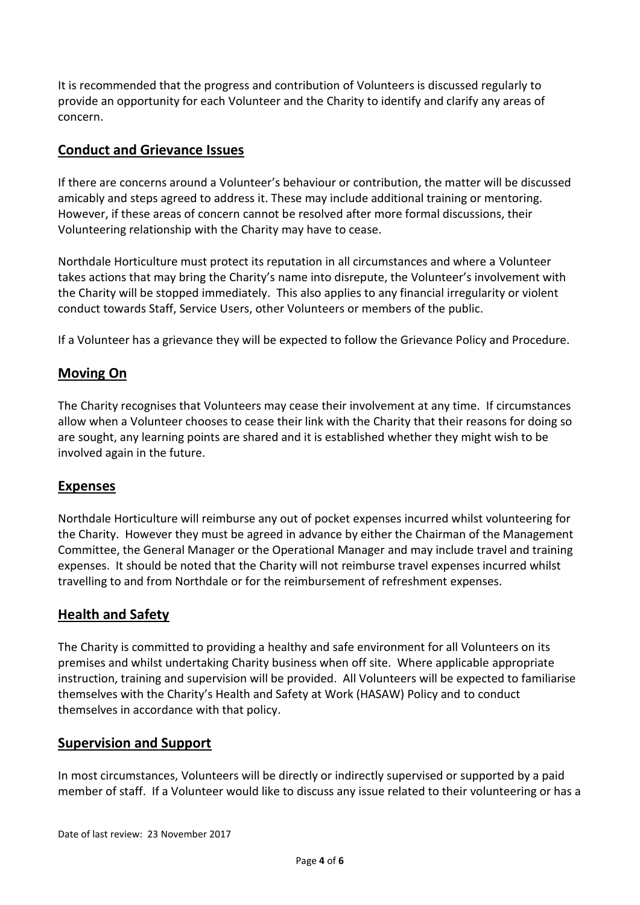It is recommended that the progress and contribution of Volunteers is discussed regularly to provide an opportunity for each Volunteer and the Charity to identify and clarify any areas of concern.

## Conduct and Grievance Issues

If there are concerns around a Volunteer's behaviour or contribution, the matter will be discussed amicably and steps agreed to address it. These may include additional training or mentoring. However, if these areas of concern cannot be resolved after more formal discussions, their Volunteering relationship with the Charity may have to cease.

Northdale Horticulture must protect its reputation in all circumstances and where a Volunteer takes actions that may bring the Charity's name into disrepute, the Volunteer's involvement with the Charity will be stopped immediately. This also applies to any financial irregularity or violent conduct towards Staff, Service Users, other Volunteers or members of the public.

If a Volunteer has a grievance they will be expected to follow the Grievance Policy and Procedure.

## Moving On

The Charity recognises that Volunteers may cease their involvement at any time. If circumstances allow when a Volunteer chooses to cease their link with the Charity that their reasons for doing so are sought, any learning points are shared and it is established whether they might wish to be involved again in the future.

## Expenses

Northdale Horticulture will reimburse any out of pocket expenses incurred whilst volunteering for the Charity. However they must be agreed in advance by either the Chairman of the Management Committee, the General Manager or the Operational Manager and may include travel and training expenses. It should be noted that the Charity will not reimburse travel expenses incurred whilst travelling to and from Northdale or for the reimbursement of refreshment expenses.

## Health and Safety

The Charity is committed to providing a healthy and safe environment for all Volunteers on its premises and whilst undertaking Charity business when off site. Where applicable appropriate instruction, training and supervision will be provided. All Volunteers will be expected to familiarise themselves with the Charity's Health and Safety at Work (HASAW) Policy and to conduct themselves in accordance with that policy.

## Supervision and Support

In most circumstances, Volunteers will be directly or indirectly supervised or supported by a paid member of staff. If a Volunteer would like to discuss any issue related to their volunteering or has a

Date of last review: 23 November 2017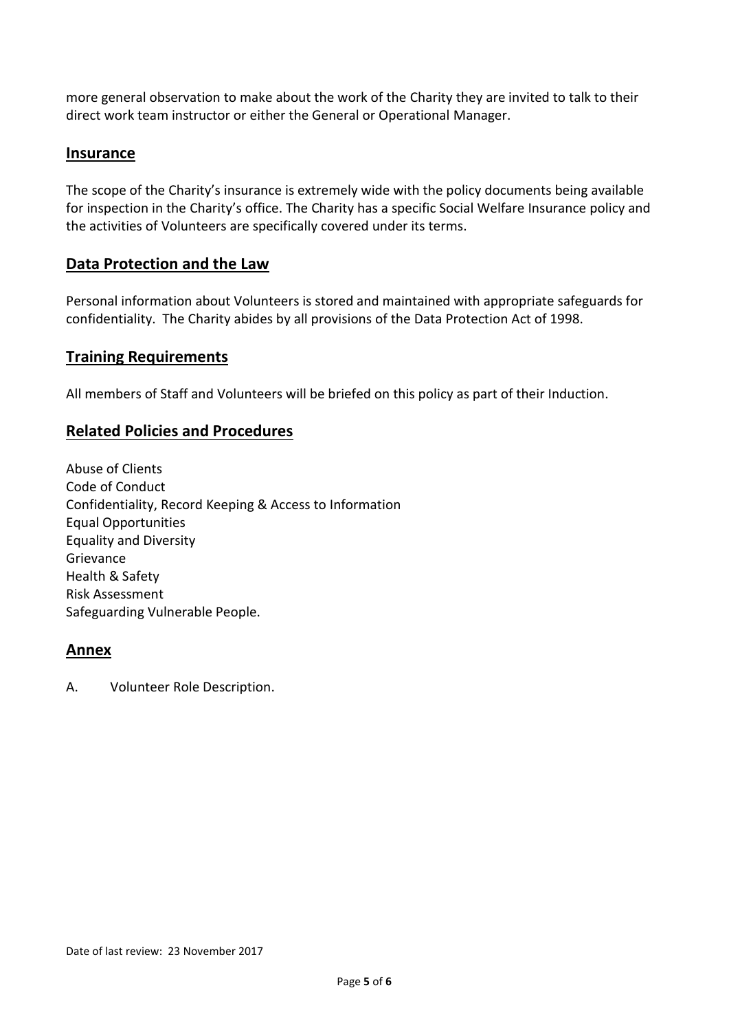more general observation to make about the work of the Charity they are invited to talk to their direct work team instructor or either the General or Operational Manager.

## Insurance

The scope of the Charity's insurance is extremely wide with the policy documents being available for inspection in the Charity's office. The Charity has a specific Social Welfare Insurance policy and the activities of Volunteers are specifically covered under its terms.

## Data Protection and the Law

Personal information about Volunteers is stored and maintained with appropriate safeguards for confidentiality. The Charity abides by all provisions of the Data Protection Act of 1998.

## Training Requirements

All members of Staff and Volunteers will be briefed on this policy as part of their Induction.

## Related Policies and Procedures

Abuse of Clients
Code of Conduct
Confidentiality, Record Keeping & Access to Information
Equal Opportunities
Equality and Diversity
Grievance
Health & Safety
Risk Assessment
Safeguarding Vulnerable People.

## Annex

A. Volunteer Role Description.

Date of last review: 23 November 2017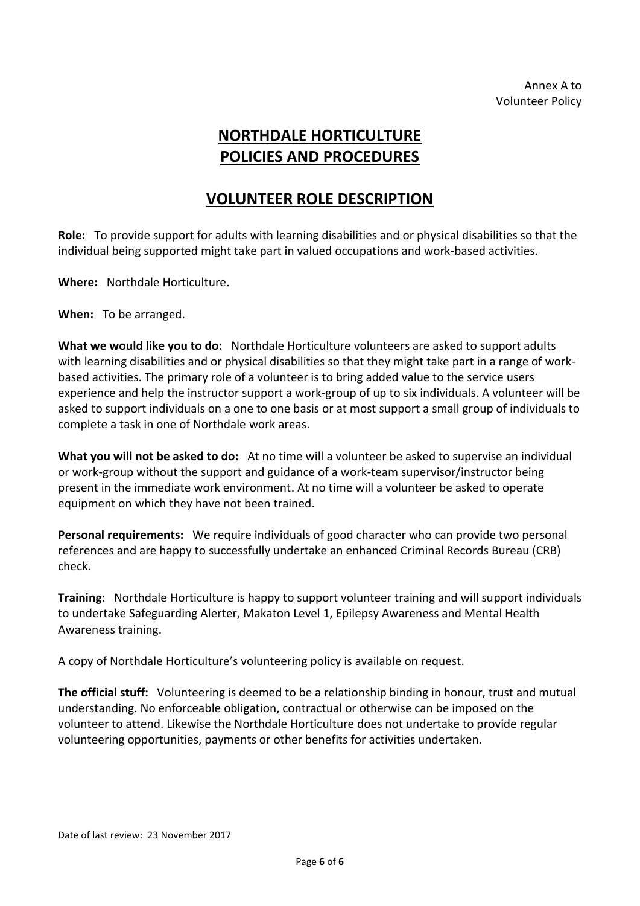Annex A to
Volunteer Policy

# NORTHDALE HORTICULTURE POLICIES AND PROCEDURES

## VOLUNTEER ROLE DESCRIPTION

**Role:** To provide support for adults with learning disabilities and or physical disabilities so that the individual being supported might take part in valued occupations and work-based activities.

**Where:** Northdale Horticulture.

**When:** To be arranged.

**What we would like you to do:** Northdale Horticulture volunteers are asked to support adults with learning disabilities and or physical disabilities so that they might take part in a range of work-based activities. The primary role of a volunteer is to bring added value to the service users experience and help the instructor support a work-group of up to six individuals. A volunteer will be asked to support individuals on a one to one basis or at most support a small group of individuals to complete a task in one of Northdale work areas.

**What you will not be asked to do:** At no time will a volunteer be asked to supervise an individual or work-group without the support and guidance of a work-team supervisor/instructor being present in the immediate work environment. At no time will a volunteer be asked to operate equipment on which they have not been trained.

**Personal requirements:** We require individuals of good character who can provide two personal references and are happy to successfully undertake an enhanced Criminal Records Bureau (CRB) check.

**Training:** Northdale Horticulture is happy to support volunteer training and will support individuals to undertake Safeguarding Alerter, Makaton Level 1, Epilepsy Awareness and Mental Health Awareness training.

A copy of Northdale Horticulture's volunteering policy is available on request.

**The official stuff:** Volunteering is deemed to be a relationship binding in honour, trust and mutual understanding. No enforceable obligation, contractual or otherwise can be imposed on the volunteer to attend. Likewise the Northdale Horticulture does not undertake to provide regular volunteering opportunities, payments or other benefits for activities undertaken.

Date of last review: 23 November 2017